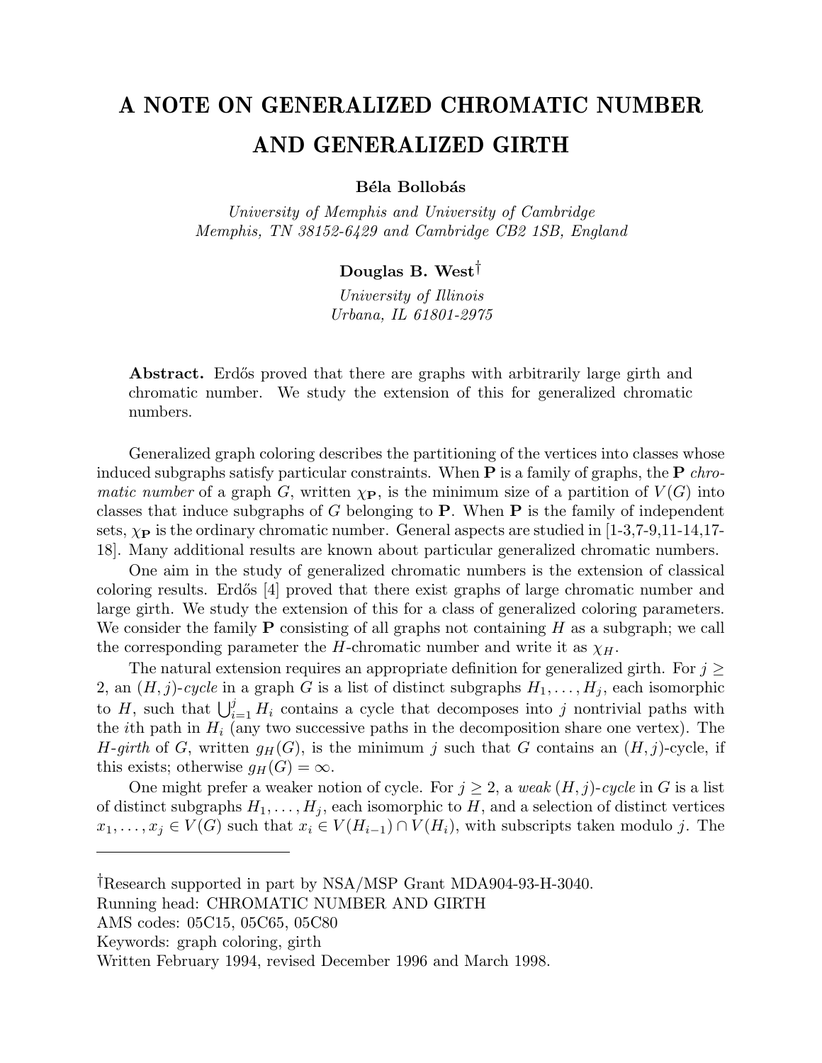# A NOTE ON GENERALIZED CHROMATIC NUMBER AND GENERALIZED GIRTH

**Béla Bollobás**

*University of Memphis and University of Cambridge*
*Memphis, TN 38152-6429 and Cambridge CB2 1SB, England*

**Douglas B. West**[†]

*University of Illinois*
*Urbana, IL 61801-2975*

**Abstract.** Erdős proved that there are graphs with arbitrarily large girth and chromatic number. We study the extension of this for generalized chromatic numbers.

Generalized graph coloring describes the partitioning of the vertices into classes whose induced subgraphs satisfy particular constraints. When $\mathbf{P}$ is a family of graphs, the $\mathbf{P}$ *chromatic number* of a graph $G$, written $\chi_{\mathbf{P}}$, is the minimum size of a partition of $V(G)$ into classes that induce subgraphs of $G$ belonging to $\mathbf{P}$. When $\mathbf{P}$ is the family of independent sets, $\chi_{\mathbf{P}}$ is the ordinary chromatic number. General aspects are studied in [1-3,7-9,11-14,17-18]. Many additional results are known about particular generalized chromatic numbers.

One aim in the study of generalized chromatic numbers is the extension of classical coloring results. Erdős [4] proved that there exist graphs of large chromatic number and large girth. We study the extension of this for a class of generalized coloring parameters. We consider the family $\mathbf{P}$ consisting of all graphs not containing $H$ as a subgraph; we call the corresponding parameter the $H$-chromatic number and write it as $\chi_H$.

The natural extension requires an appropriate definition for generalized girth. For $j \geq 2$, an $(H,j)$-*cycle* in a graph $G$ is a list of distinct subgraphs $H_1, \ldots, H_j$, each isomorphic to $H$, such that $\bigcup_{i=1}^{j} H_i$ contains a cycle that decomposes into $j$ nontrivial paths with the $i$th path in $H_i$ (any two successive paths in the decomposition share one vertex). The $H$-*girth* of $G$, written $g_H(G)$, is the minimum $j$ such that $G$ contains an $(H,j)$-cycle, if this exists; otherwise $g_H(G) = \infty$.

One might prefer a weaker notion of cycle. For $j \geq 2$, a *weak* $(H,j)$-*cycle* in $G$ is a list of distinct subgraphs $H_1, \ldots, H_j$, each isomorphic to $H$, and a selection of distinct vertices $x_1, \ldots, x_j \in V(G)$ such that $x_i \in V(H_{i-1}) \cap V(H_i)$, with subscripts taken modulo $j$. The

---

[†]Research supported in part by NSA/MSP Grant MDA904-93-H-3040.
Running head: CHROMATIC NUMBER AND GIRTH
AMS codes: 05C15, 05C65, 05C80
Keywords: graph coloring, girth
Written February 1994, revised December 1996 and March 1998.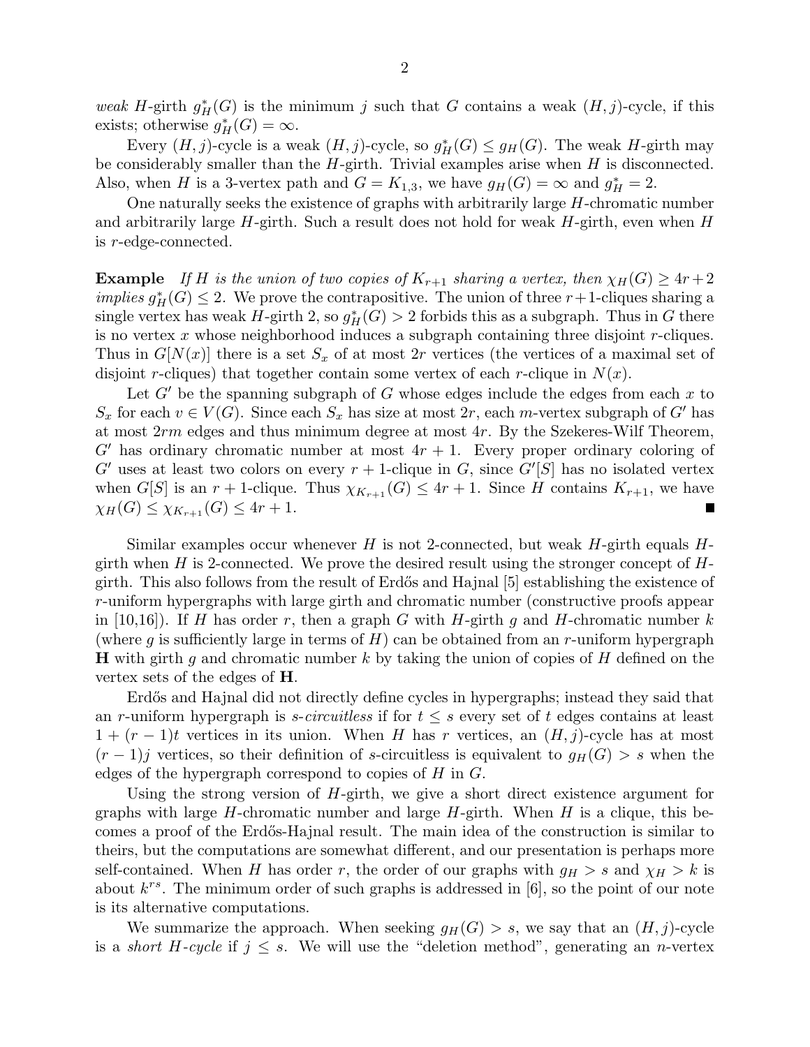*weak H*-girth $g^*_H(G)$ is the minimum $j$ such that $G$ contains a weak $(H,j)$-cycle, if this exists; otherwise $g^*_H(G) = \infty$.

Every $(H,j)$-cycle is a weak $(H,j)$-cycle, so $g^*_H(G) \le g_H(G)$. The weak $H$-girth may be considerably smaller than the $H$-girth. Trivial examples arise when $H$ is disconnected. Also, when $H$ is a 3-vertex path and $G = K_{1,3}$, we have $g_H(G) = \infty$ and $g^*_H = 2$.

One naturally seeks the existence of graphs with arbitrarily large $H$-chromatic number and arbitrarily large $H$-girth. Such a result does not hold for weak $H$-girth, even when $H$ is $r$-edge-connected.

**Example** *If $H$ is the union of two copies of $K_{r+1}$ sharing a vertex, then $\chi_H(G) \ge 4r+2$ implies $g^*_H(G) \le 2$.* We prove the contrapositive. The union of three $r+1$-cliques sharing a single vertex has weak $H$-girth 2, so $g^*_H(G) > 2$ forbids this as a subgraph. Thus in $G$ there is no vertex $x$ whose neighborhood induces a subgraph containing three disjoint $r$-cliques. Thus in $G[N(x)]$ there is a set $S_x$ of at most $2r$ vertices (the vertices of a maximal set of disjoint $r$-cliques) that together contain some vertex of each $r$-clique in $N(x)$.

Let $G'$ be the spanning subgraph of $G$ whose edges include the edges from each $x$ to $S_x$ for each $v \in V(G)$. Since each $S_x$ has size at most $2r$, each $m$-vertex subgraph of $G'$ has at most $2rm$ edges and thus minimum degree at most $4r$. By the Szekeres-Wilf Theorem, $G'$ has ordinary chromatic number at most $4r+1$. Every proper ordinary coloring of $G'$ uses at least two colors on every $r+1$-clique in $G$, since $G'[S]$ has no isolated vertex when $G[S]$ is an $r+1$-clique. Thus $\chi_{K_{r+1}}(G) \le 4r+1$. Since $H$ contains $K_{r+1}$, we have $\chi_H(G) \le \chi_{K_{r+1}}(G) \le 4r+1$. ■

Similar examples occur whenever $H$ is not 2-connected, but weak $H$-girth equals $H$-girth when $H$ is 2-connected. We prove the desired result using the stronger concept of $H$-girth. This also follows from the result of Erdős and Hajnal [5] establishing the existence of $r$-uniform hypergraphs with large girth and chromatic number (constructive proofs appear in [10,16]). If $H$ has order $r$, then a graph $G$ with $H$-girth $g$ and $H$-chromatic number $k$ (where $g$ is sufficiently large in terms of $H$) can be obtained from an $r$-uniform hypergraph $\mathbf{H}$ with girth $g$ and chromatic number $k$ by taking the union of copies of $H$ defined on the vertex sets of the edges of $\mathbf{H}$.

Erdős and Hajnal did not directly define cycles in hypergraphs; instead they said that an $r$-uniform hypergraph is *$s$-circuitless* if for $t \le s$ every set of $t$ edges contains at least $1 + (r-1)t$ vertices in its union. When $H$ has $r$ vertices, an $(H,j)$-cycle has at most $(r-1)j$ vertices, so their definition of $s$-circuitless is equivalent to $g_H(G) > s$ when the edges of the hypergraph correspond to copies of $H$ in $G$.

Using the strong version of $H$-girth, we give a short direct existence argument for graphs with large $H$-chromatic number and large $H$-girth. When $H$ is a clique, this becomes a proof of the Erdős-Hajnal result. The main idea of the construction is similar to theirs, but the computations are somewhat different, and our presentation is perhaps more self-contained. When $H$ has order $r$, the order of our graphs with $g_H > s$ and $\chi_H > k$ is about $k^{rs}$. The minimum order of such graphs is addressed in [6], so the point of our note is its alternative computations.

We summarize the approach. When seeking $g_H(G) > s$, we say that an $(H,j)$-cycle is a *short $H$-cycle* if $j \le s$. We will use the "deletion method", generating an $n$-vertex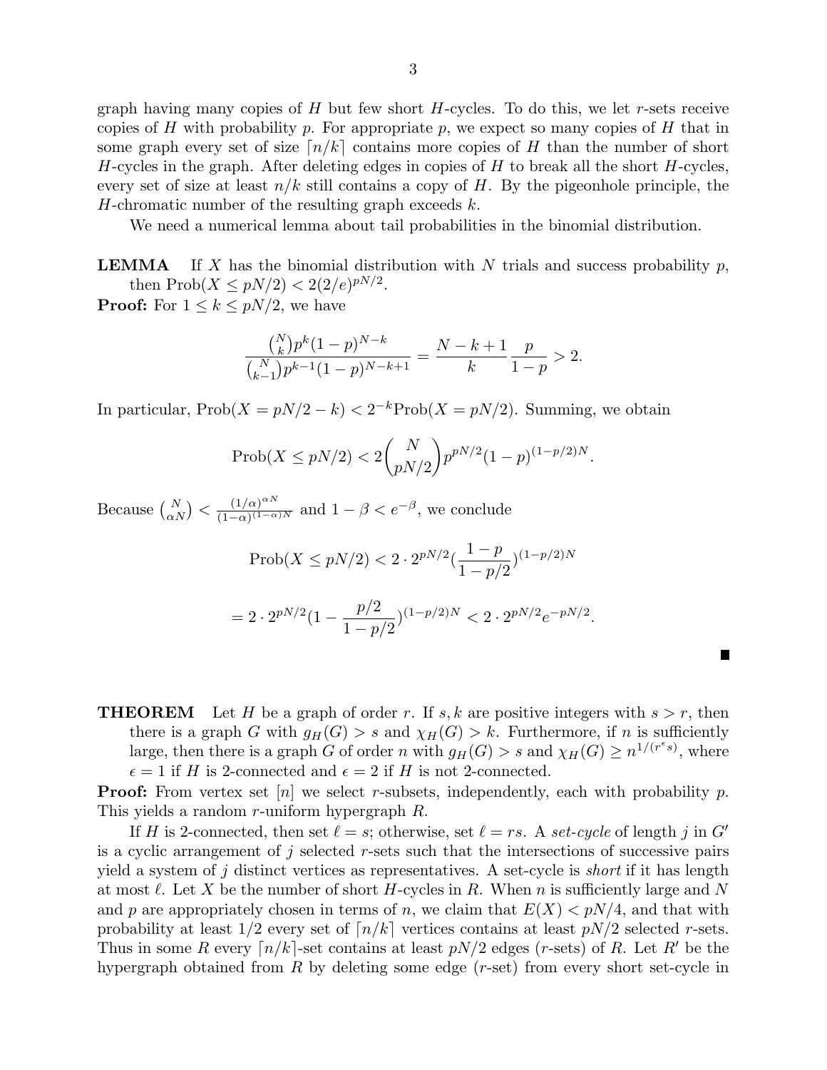graph having many copies of $H$ but few short $H$-cycles. To do this, we let $r$-sets receive copies of $H$ with probability $p$. For appropriate $p$, we expect so many copies of $H$ that in some graph every set of size $\lceil n/k \rceil$ contains more copies of $H$ than the number of short $H$-cycles in the graph. After deleting edges in copies of $H$ to break all the short $H$-cycles, every set of size at least $n/k$ still contains a copy of $H$. By the pigeonhole principle, the $H$-chromatic number of the resulting graph exceeds $k$.

We need a numerical lemma about tail probabilities in the binomial distribution.

**LEMMA** If $X$ has the binomial distribution with $N$ trials and success probability $p$, then $\text{Prob}(X \le pN/2) < 2(2/e)^{pN/2}$.

**Proof:** For $1 \le k \le pN/2$, we have

$$\frac{\binom{N}{k} p^k (1-p)^{N-k}}{\binom{N}{k-1} p^{k-1}(1-p)^{N-k+1}} = \frac{N-k+1}{k} \frac{p}{1-p} > 2.$$

In particular, $\text{Prob}(X = pN/2 - k) < 2^{-k}\text{Prob}(X = pN/2)$. Summing, we obtain

$$\text{Prob}(X \le pN/2) < 2\binom{N}{pN/2} p^{pN/2}(1-p)^{(1-p/2)N}.$$

Because $\binom{N}{\alpha N} < \frac{(1/\alpha)^{\alpha N}}{(1-\alpha)^{(1-\alpha)N}}$ and $1 - \beta < e^{-\beta}$, we conclude

$$\text{Prob}(X \le pN/2) < 2 \cdot 2^{pN/2} (\frac{1-p}{1-p/2})^{(1-p/2)N}$$

$$= 2 \cdot 2^{pN/2} (1 - \frac{p/2}{1-p/2})^{(1-p/2)N} < 2 \cdot 2^{pN/2} e^{-pN/2}.$$

■

**THEOREM** Let $H$ be a graph of order $r$. If $s, k$ are positive integers with $s > r$, then there is a graph $G$ with $g_H(G) > s$ and $\chi_H(G) > k$. Furthermore, if $n$ is sufficiently large, then there is a graph $G$ of order $n$ with $g_H(G) > s$ and $\chi_H(G) \ge n^{1/(r^\epsilon s)}$, where $\epsilon = 1$ if $H$ is 2-connected and $\epsilon = 2$ if $H$ is not 2-connected.

**Proof:** From vertex set $[n]$ we select $r$-subsets, independently, each with probability $p$. This yields a random $r$-uniform hypergraph $R$.

If $H$ is 2-connected, then set $\ell = s$; otherwise, set $\ell = rs$. A *set-cycle* of length $j$ in $G'$ is a cyclic arrangement of $j$ selected $r$-sets such that the intersections of successive pairs yield a system of $j$ distinct vertices as representatives. A set-cycle is *short* if it has length at most $\ell$. Let $X$ be the number of short $H$-cycles in $R$. When $n$ is sufficiently large and $N$ and $p$ are appropriately chosen in terms of $n$, we claim that $E(X) < pN/4$, and that with probability at least 1/2 every set of $\lceil n/k \rceil$ vertices contains at least $pN/2$ selected $r$-sets. Thus in some $R$ every $\lceil n/k \rceil$-set contains at least $pN/2$ edges ($r$-sets) of $R$. Let $R'$ be the hypergraph obtained from $R$ by deleting some edge ($r$-set) from every short set-cycle in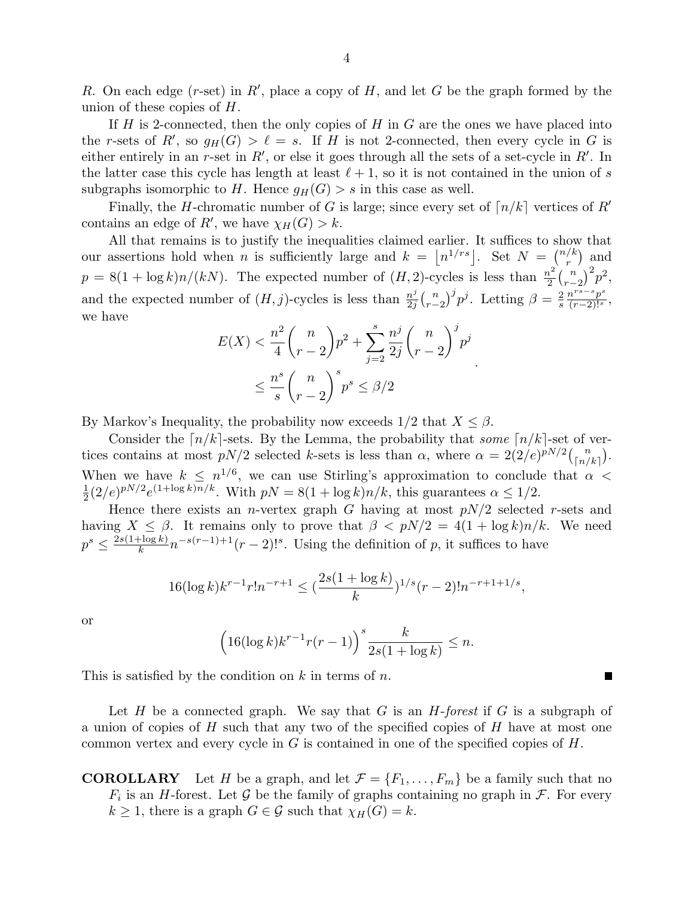$R$. On each edge ($r$-set) in $R'$, place a copy of $H$, and let $G$ be the graph formed by the union of these copies of $H$.

If $H$ is 2-connected, then the only copies of $H$ in $G$ are the ones we have placed into the $r$-sets of $R'$, so $g_H(G) > \ell = s$. If $H$ is not 2-connected, then every cycle in $G$ is either entirely in an $r$-set in $R'$, or else it goes through all the sets of a set-cycle in $R'$. In the latter case this cycle has length at least $\ell + 1$, so it is not contained in the union of $s$ subgraphs isomorphic to $H$. Hence $g_H(G) > s$ in this case as well.

Finally, the $H$-chromatic number of $G$ is large; since every set of $\lceil n/k \rceil$ vertices of $R'$ contains an edge of $R'$, we have $\chi_H(G) > k$.

All that remains is to justify the inequalities claimed earlier. It suffices to show that our assertions hold when $n$ is sufficiently large and $k = \lfloor n^{1/rs} \rfloor$. Set $N = \binom{n/k}{r}$ and $p = 8(1 + \log k)n/(kN)$. The expected number of $(H, 2)$-cycles is less than $\frac{n^2}{2}\binom{n}{r-2}^2 p^2$, and the expected number of $(H, j)$-cycles is less than $\frac{n^j}{2j}\binom{n}{r-2}^j p^j$. Letting $\beta = \frac{2}{s}\frac{n^{rs-s}p^s}{(r-2)!^s}$, we have

$$
\begin{aligned}
E(X) &< \frac{n^2}{4}\binom{n}{r-2}p^2 + \sum_{j=2}^{s} \frac{n^j}{2j}\binom{n}{r-2}^j p^j \\
&\leq \frac{n^s}{s}\binom{n}{r-2}^s p^s \leq \beta/2
\end{aligned}
.
$$

By Markov's Inequality, the probability now exceeds $1/2$ that $X \leq \beta$.

Consider the $\lceil n/k \rceil$-sets. By the Lemma, the probability that *some* $\lceil n/k \rceil$-set of vertices contains at most $pN/2$ selected $k$-sets is less than $\alpha$, where $\alpha = 2(2/e)^{pN/2}\binom{n}{\lceil n/k \rceil}$. When we have $k \leq n^{1/6}$, we can use Stirling's approximation to conclude that $\alpha < \frac{1}{2}(2/e)^{pN/2}e^{(1+\log k)n/k}$. With $pN = 8(1 + \log k)n/k$, this guarantees $\alpha \leq 1/2$.

Hence there exists an $n$-vertex graph $G$ having at most $pN/2$ selected $r$-sets and having $X \leq \beta$. It remains only to prove that $\beta < pN/2 = 4(1 + \log k)n/k$. We need $p^s \leq \frac{2s(1+\log k)}{k} n^{-s(r-1)+1}(r-2)!^s$. Using the definition of $p$, it suffices to have

$$
16(\log k)k^{r-1}r!n^{-r+1} \leq (\frac{2s(1 + \log k)}{k})^{1/s}(r-2)!n^{-r+1+1/s},
$$

or

$$
\Big(16(\log k)k^{r-1}r(r-1)\Big)^s \frac{k}{2s(1 + \log k)} \leq n.
$$

This is satisfied by the condition on $k$ in terms of $n$. ■

Let $H$ be a connected graph. We say that $G$ is an *$H$-forest* if $G$ is a subgraph of a union of copies of $H$ such that any two of the specified copies of $H$ have at most one common vertex and every cycle in $G$ is contained in one of the specified copies of $H$.

**COROLLARY** Let $H$ be a graph, and let $\mathcal{F} = \{F_1, \ldots, F_m\}$ be a family such that no $F_i$ is an $H$-forest. Let $\mathcal{G}$ be the family of graphs containing no graph in $\mathcal{F}$. For every $k \geq 1$, there is a graph $G \in \mathcal{G}$ such that $\chi_H(G) = k$.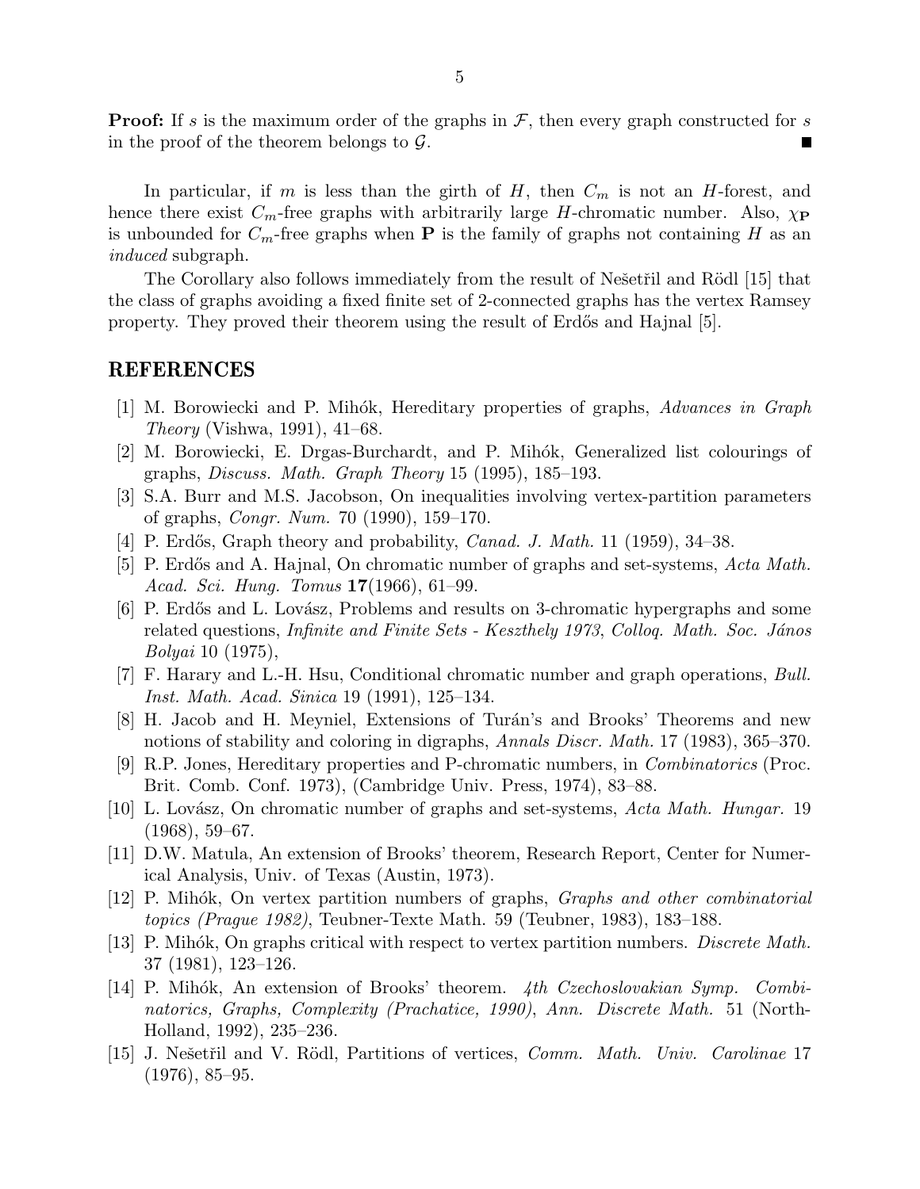**Proof:** If $s$ is the maximum order of the graphs in $\mathcal{F}$, then every graph constructed for $s$ in the proof of the theorem belongs to $\mathcal{G}$. ∎

In particular, if $m$ is less than the girth of $H$, then $C_m$ is not an $H$-forest, and hence there exist $C_m$-free graphs with arbitrarily large $H$-chromatic number. Also, $\chi_{\mathbf{P}}$ is unbounded for $C_m$-free graphs when $\mathbf{P}$ is the family of graphs not containing $H$ as an *induced* subgraph.

The Corollary also follows immediately from the result of Nešetřil and Rödl [15] that the class of graphs avoiding a fixed finite set of 2-connected graphs has the vertex Ramsey property. They proved their theorem using the result of Erdős and Hajnal [5].

## REFERENCES

[1] M. Borowiecki and P. Mihók, Hereditary properties of graphs, *Advances in Graph Theory* (Vishwa, 1991), 41–68.

[2] M. Borowiecki, E. Drgas-Burchardt, and P. Mihók, Generalized list colourings of graphs, *Discuss. Math. Graph Theory* 15 (1995), 185–193.

[3] S.A. Burr and M.S. Jacobson, On inequalities involving vertex-partition parameters of graphs, *Congr. Num.* 70 (1990), 159–170.

[4] P. Erdős, Graph theory and probability, *Canad. J. Math.* 11 (1959), 34–38.

[5] P. Erdős and A. Hajnal, On chromatic number of graphs and set-systems, *Acta Math. Acad. Sci. Hung. Tomus* **17**(1966), 61–99.

[6] P. Erdős and L. Lovász, Problems and results on 3-chromatic hypergraphs and some related questions, *Infinite and Finite Sets - Keszthely 1973*, *Colloq. Math. Soc. János Bolyai* 10 (1975),

[7] F. Harary and L.-H. Hsu, Conditional chromatic number and graph operations, *Bull. Inst. Math. Acad. Sinica* 19 (1991), 125–134.

[8] H. Jacob and H. Meyniel, Extensions of Turán's and Brooks' Theorems and new notions of stability and coloring in digraphs, *Annals Discr. Math.* 17 (1983), 365–370.

[9] R.P. Jones, Hereditary properties and P-chromatic numbers, in *Combinatorics* (Proc. Brit. Comb. Conf. 1973), (Cambridge Univ. Press, 1974), 83–88.

[10] L. Lovász, On chromatic number of graphs and set-systems, *Acta Math. Hungar.* 19 (1968), 59–67.

[11] D.W. Matula, An extension of Brooks' theorem, Research Report, Center for Numerical Analysis, Univ. of Texas (Austin, 1973).

[12] P. Mihók, On vertex partition numbers of graphs, *Graphs and other combinatorial topics (Prague 1982)*, Teubner-Texte Math. 59 (Teubner, 1983), 183–188.

[13] P. Mihók, On graphs critical with respect to vertex partition numbers. *Discrete Math.* 37 (1981), 123–126.

[14] P. Mihók, An extension of Brooks' theorem. *4th Czechoslovakian Symp. Combinatorics, Graphs, Complexity (Prachatice, 1990)*, *Ann. Discrete Math.* 51 (North-Holland, 1992), 235–236.

[15] J. Nešetřil and V. Rödl, Partitions of vertices, *Comm. Math. Univ. Carolinae* 17 (1976), 85–95.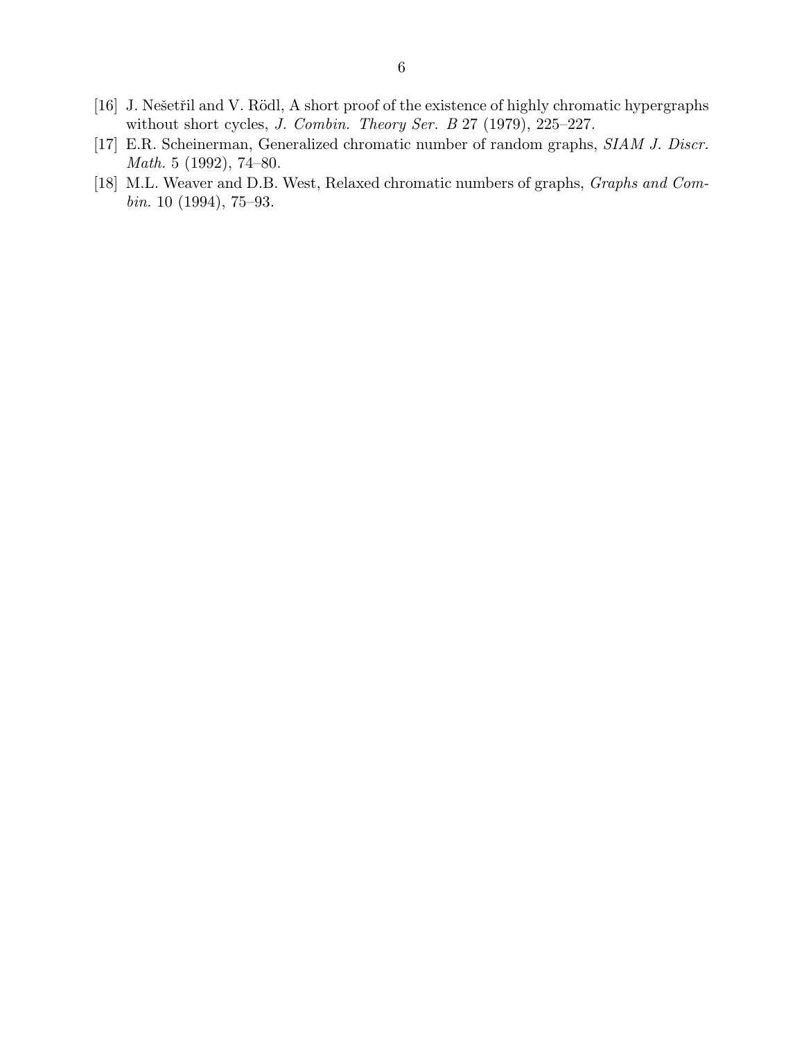[16] J. Nešetřil and V. Rödl, A short proof of the existence of highly chromatic hypergraphs without short cycles, *J. Combin. Theory Ser. B* 27 (1979), 225–227.

[17] E.R. Scheinerman, Generalized chromatic number of random graphs, *SIAM J. Discr. Math.* 5 (1992), 74–80.

[18] M.L. Weaver and D.B. West, Relaxed chromatic numbers of graphs, *Graphs and Combin.* 10 (1994), 75–93.